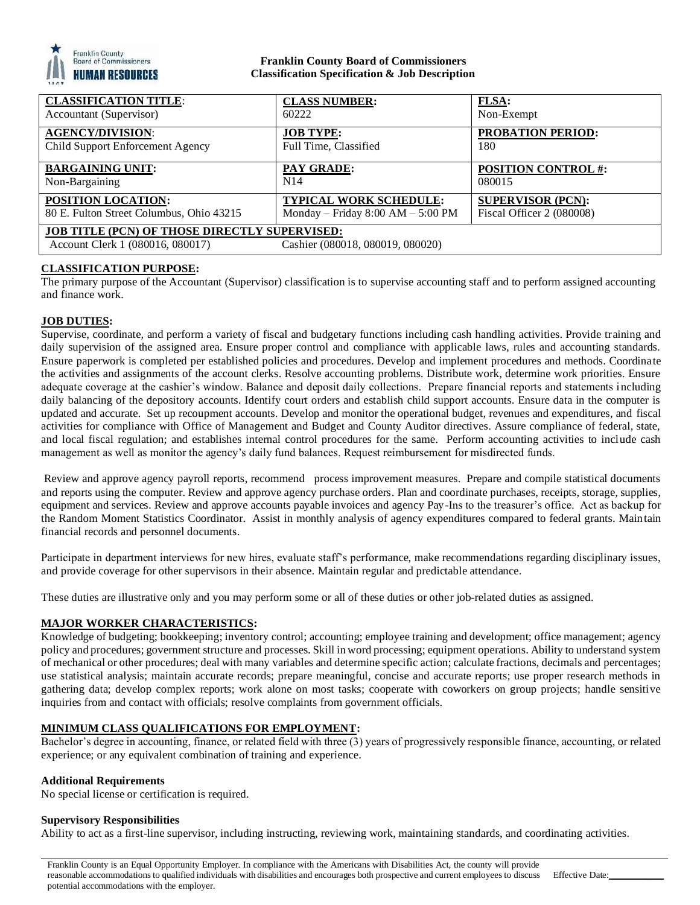**Franklin County Board of Commissioners**
**Classification Specification & Job Description**

| **CLASSIFICATION TITLE**: Accountant (Supervisor) | **CLASS NUMBER:** 60222 | **FLSA:** Non-Exempt |
|---|---|---|
| **AGENCY/DIVISION**: Child Support Enforcement Agency | **JOB TYPE:** Full Time, Classified | **PROBATION PERIOD:** 180 |
| **BARGAINING UNIT:** Non-Bargaining | **PAY GRADE:** N14 | **POSITION CONTROL #:** 080015 |
| **POSITION LOCATION:** 80 E. Fulton Street Columbus, Ohio 43215 | **TYPICAL WORK SCHEDULE:** Monday – Friday 8:00 AM – 5:00 PM | **SUPERVISOR (PCN):** Fiscal Officer 2 (080008) |
| **JOB TITLE (PCN) OF THOSE DIRECTLY SUPERVISED:** Account Clerk 1 (080016, 080017) | Cashier (080018, 080019, 080020) | |

**CLASSIFICATION PURPOSE:**

The primary purpose of the Accountant (Supervisor) classification is to supervise accounting staff and to perform assigned accounting and finance work.

**JOB DUTIES:**

Supervise, coordinate, and perform a variety of fiscal and budgetary functions including cash handling activities. Provide training and daily supervision of the assigned area. Ensure proper control and compliance with applicable laws, rules and accounting standards. Ensure paperwork is completed per established policies and procedures. Develop and implement procedures and methods. Coordinate the activities and assignments of the account clerks. Resolve accounting problems. Distribute work, determine work priorities. Ensure adequate coverage at the cashier's window. Balance and deposit daily collections. Prepare financial reports and statements including daily balancing of the depository accounts. Identify court orders and establish child support accounts. Ensure data in the computer is updated and accurate. Set up recoupment accounts. Develop and monitor the operational budget, revenues and expenditures, and fiscal activities for compliance with Office of Management and Budget and County Auditor directives. Assure compliance of federal, state, and local fiscal regulation; and establishes internal control procedures for the same. Perform accounting activities to include cash management as well as monitor the agency's daily fund balances. Request reimbursement for misdirected funds.

Review and approve agency payroll reports, recommend process improvement measures. Prepare and compile statistical documents and reports using the computer. Review and approve agency purchase orders. Plan and coordinate purchases, receipts, storage, supplies, equipment and services. Review and approve accounts payable invoices and agency Pay-Ins to the treasurer's office. Act as backup for the Random Moment Statistics Coordinator. Assist in monthly analysis of agency expenditures compared to federal grants. Maintain financial records and personnel documents.

Participate in department interviews for new hires, evaluate staff's performance, make recommendations regarding disciplinary issues, and provide coverage for other supervisors in their absence. Maintain regular and predictable attendance.

These duties are illustrative only and you may perform some or all of these duties or other job-related duties as assigned.

**MAJOR WORKER CHARACTERISTICS:**

Knowledge of budgeting; bookkeeping; inventory control; accounting; employee training and development; office management; agency policy and procedures; government structure and processes. Skill in word processing; equipment operations. Ability to understand system of mechanical or other procedures; deal with many variables and determine specific action; calculate fractions, decimals and percentages; use statistical analysis; maintain accurate records; prepare meaningful, concise and accurate reports; use proper research methods in gathering data; develop complex reports; work alone on most tasks; cooperate with coworkers on group projects; handle sensitive inquiries from and contact with officials; resolve complaints from government officials.

**MINIMUM CLASS QUALIFICATIONS FOR EMPLOYMENT:**

Bachelor's degree in accounting, finance, or related field with three (3) years of progressively responsible finance, accounting, or related experience; or any equivalent combination of training and experience.

**Additional Requirements**

No special license or certification is required.

**Supervisory Responsibilities**

Ability to act as a first-line supervisor, including instructing, reviewing work, maintaining standards, and coordinating activities.

Franklin County is an Equal Opportunity Employer. In compliance with the Americans with Disabilities Act, the county will provide reasonable accommodations to qualified individuals with disabilities and encourages both prospective and current employees to discuss potential accommodations with the employer. Effective Date:\_\_\_\_\_\_\_\_\_\_\_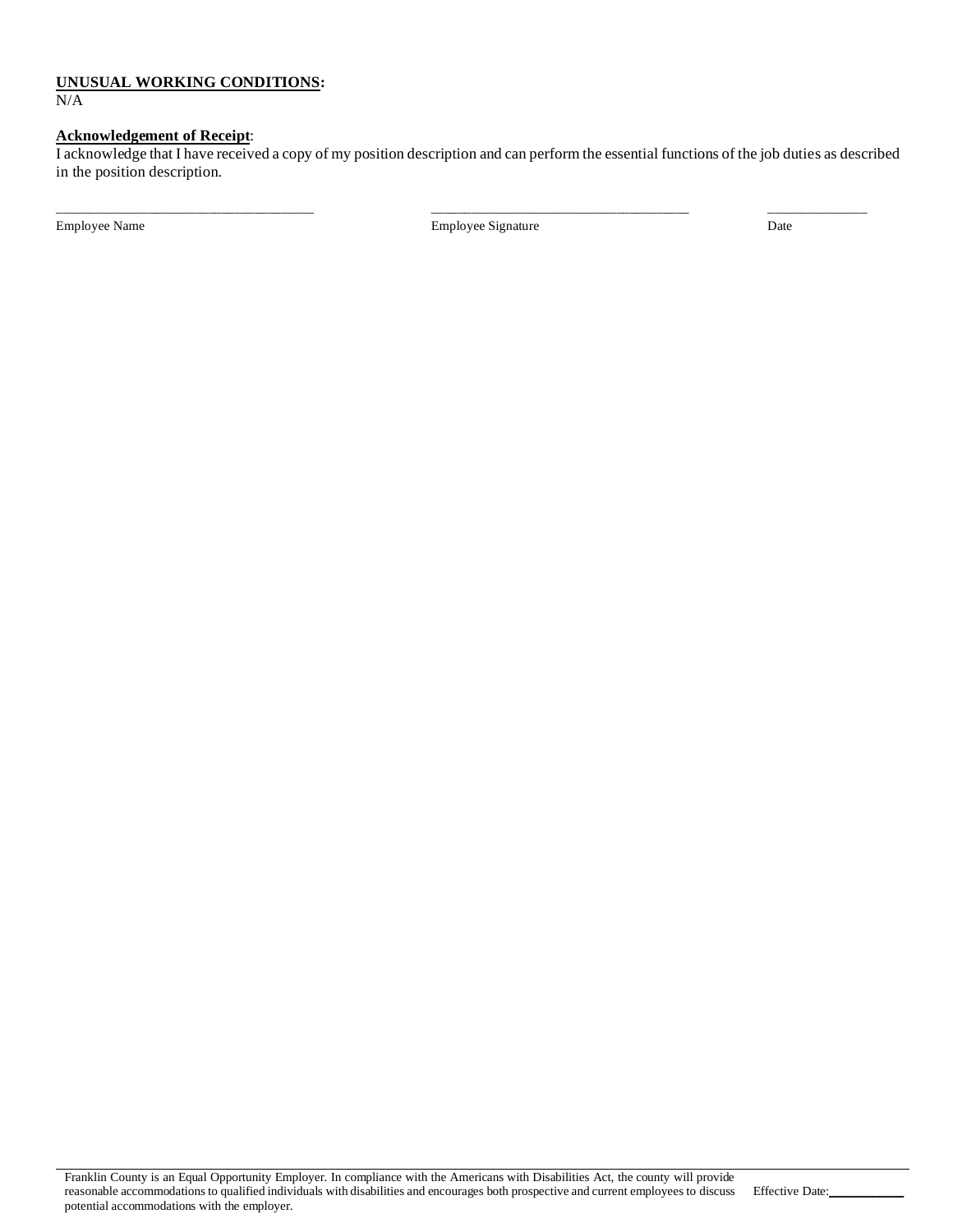**UNUSUAL WORKING CONDITIONS:**
N/A

**Acknowledgement of Receipt**:
I acknowledge that I have received a copy of my position description and can perform the essential functions of the job duties as described in the position description.

| | | |
|---|---|---|
| _____________________________________ | _____________________________________ | _______________ |
| Employee Name | Employee Signature | Date |

Franklin County is an Equal Opportunity Employer. In compliance with the Americans with Disabilities Act, the county will provide reasonable accommodations to qualified individuals with disabilities and encourages both prospective and current employees to discuss potential accommodations with the employer.

Effective Date:___________